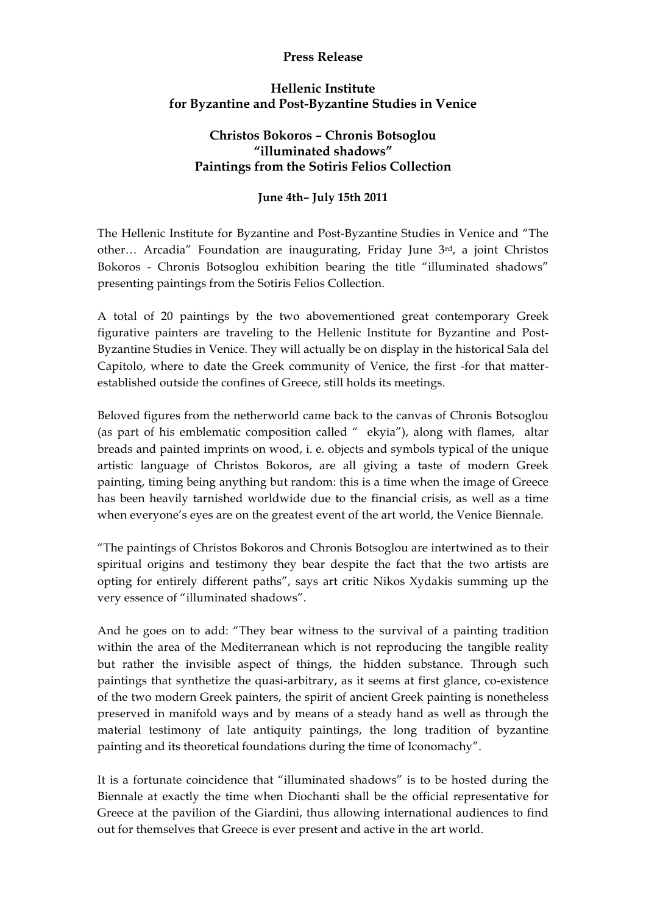**Press Release**

**Hellenic Institute for Byzantine and Post-Byzantine Studies in Venice**

**Christos Bokoros – Chronis Botsoglou "illuminated shadows" Paintings from the Sotiris Felios Collection**

**June 4th– July 15th 2011**

The Hellenic Institute for Byzantine and Post-Byzantine Studies in Venice and "The other… Arcadia" Foundation are inaugurating, Friday June 3rd, a joint Christos Bokoros - Chronis Botsoglou exhibition bearing the title "illuminated shadows" presenting paintings from the Sotiris Felios Collection.

A total of 20 paintings by the two abovementioned great contemporary Greek figurative painters are traveling to the Hellenic Institute for Byzantine and Post-Byzantine Studies in Venice. They will actually be on display in the historical Sala del Capitolo, where to date the Greek community of Venice, the first -for that matter- established outside the confines of Greece, still holds its meetings.

Beloved figures from the netherworld came back to the canvas of Chronis Botsoglou (as part of his emblematic composition called " ekyia"), along with flames, altar breads and painted imprints on wood, i. e. objects and symbols typical of the unique artistic language of Christos Bokoros, are all giving a taste of modern Greek painting, timing being anything but random: this is a time when the image of Greece has been heavily tarnished worldwide due to the financial crisis, as well as a time when everyone's eyes are on the greatest event of the art world, the Venice Biennale.

"The paintings of Christos Bokoros and Chronis Botsoglou are intertwined as to their spiritual origins and testimony they bear despite the fact that the two artists are opting for entirely different paths", says art critic Nikos Xydakis summing up the very essence of "illuminated shadows".

And he goes on to add: "They bear witness to the survival of a painting tradition within the area of the Mediterranean which is not reproducing the tangible reality but rather the invisible aspect of things, the hidden substance. Through such paintings that synthetize the quasi-arbitrary, as it seems at first glance, co-existence of the two modern Greek painters, the spirit of ancient Greek painting is nonetheless preserved in manifold ways and by means of a steady hand as well as through the material testimony of late antiquity paintings, the long tradition of byzantine painting and its theoretical foundations during the time of Iconomachy".

It is a fortunate coincidence that "illuminated shadows" is to be hosted during the Biennale at exactly the time when Diochanti shall be the official representative for Greece at the pavilion of the Giardini, thus allowing international audiences to find out for themselves that Greece is ever present and active in the art world.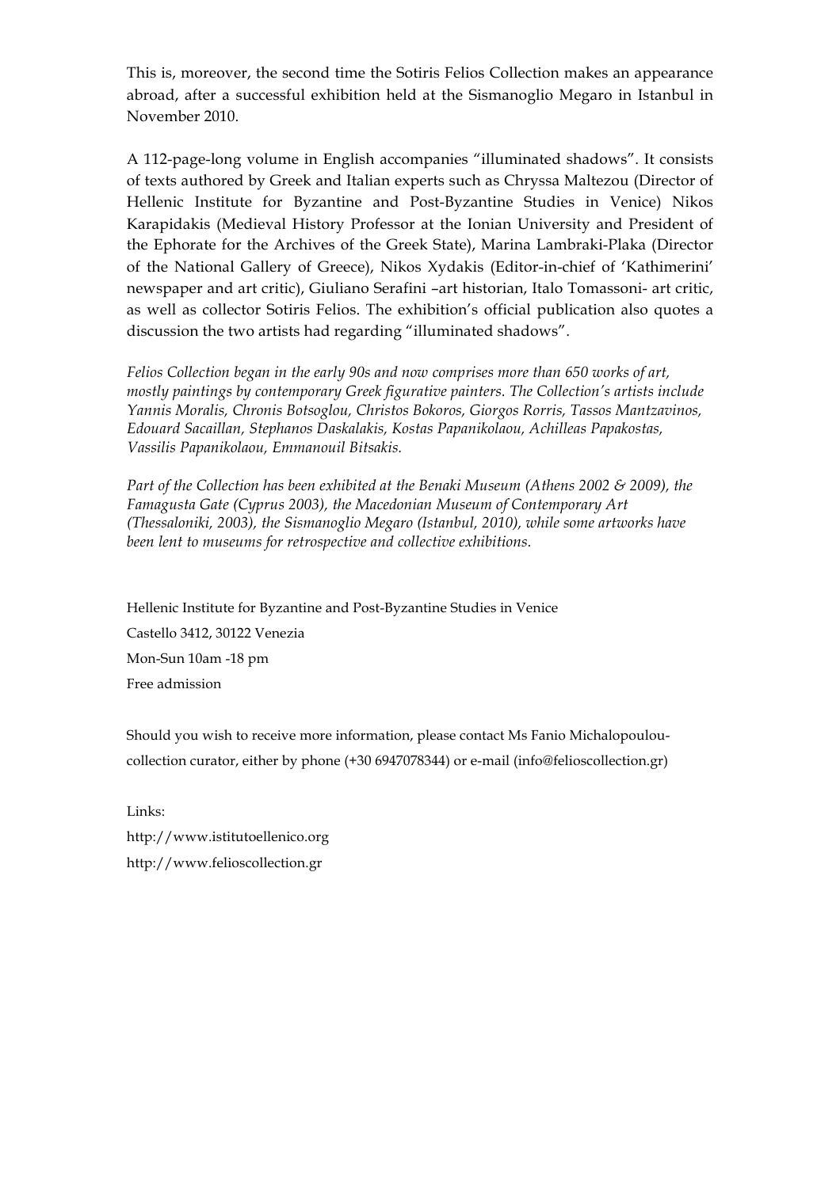This is, moreover, the second time the Sotiris Felios Collection makes an appearance abroad, after a successful exhibition held at the Sismanoglio Megaro in Istanbul in November 2010.

A 112-page-long volume in English accompanies "illuminated shadows". It consists of texts authored by Greek and Italian experts such as Chryssa Maltezou (Director of Hellenic Institute for Byzantine and Post-Byzantine Studies in Venice) Nikos Karapidakis (Medieval History Professor at the Ionian University and President of the Ephorate for the Archives of the Greek State), Marina Lambraki-Plaka (Director of the National Gallery of Greece), Nikos Xydakis (Editor-in-chief of 'Kathimerini' newspaper and art critic), Giuliano Serafini –art historian, Italo Tomassoni- art critic, as well as collector Sotiris Felios. The exhibition's official publication also quotes a discussion the two artists had regarding "illuminated shadows".

*Felios Collection began in the early 90s and now comprises more than 650 works of art, mostly paintings by contemporary Greek figurative painters. The Collection's artists include Yannis Moralis, Chronis Botsoglou, Christos Bokoros, Giorgos Rorris, Tassos Mantzavinos, Edouard Sacaillan, Stephanos Daskalakis, Kostas Papanikolaou, Achilleas Papakostas, Vassilis Papanikolaou, Emmanouil Bitsakis.*

*Part of the Collection has been exhibited at the Benaki Museum (Athens 2002 & 2009), the Famagusta Gate (Cyprus 2003), the Macedonian Museum of Contemporary Art (Thessaloniki, 2003), the Sismanoglio Megaro (Istanbul, 2010), while some artworks have been lent to museums for retrospective and collective exhibitions.*

Hellenic Institute for Byzantine and Post-Byzantine Studies in Venice

Castello 3412, 30122 Venezia

Mon-Sun 10am -18 pm

Free admission

Should you wish to receive more information, please contact Ms Fanio Michalopoulou-collection curator, either by phone (+30 6947078344) or e-mail (info@felioscollection.gr)

Links:

http://www.istitutoellenico.org

http://www.felioscollection.gr